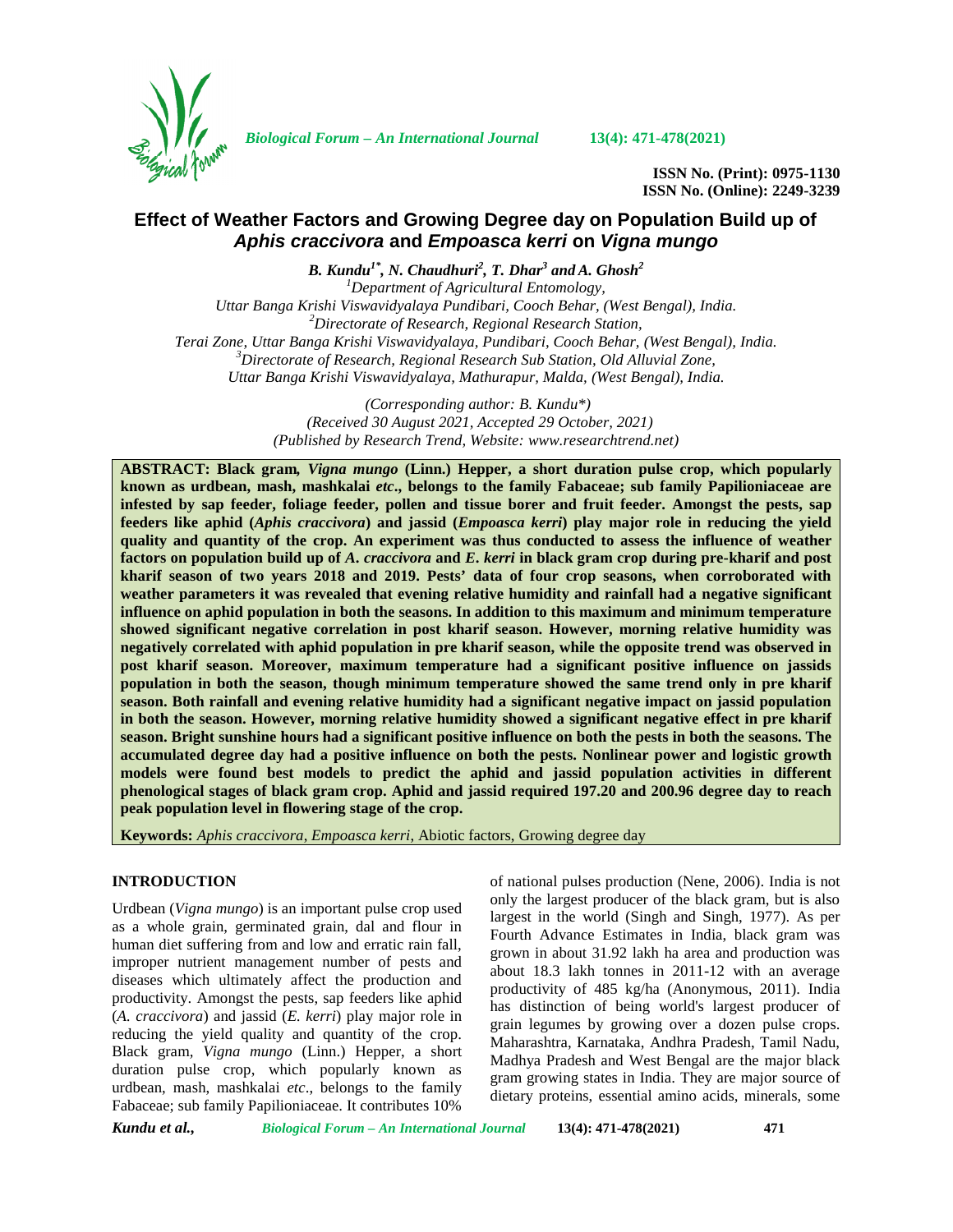**ISSN No. (Print): 0975-1130**
**ISSN No. (Online): 2249-3239**

# Effect of Weather Factors and Growing Degree day on Population Build up of *Aphis craccivora* and *Empoasca kerri* on *Vigna mungo*

***B. Kundu[1*], N. Chaudhuri[2], T. Dhar[3] and A. Ghosh[2]***

[1]*Department of Agricultural Entomology, Uttar Banga Krishi Viswavidyalaya Pundibari, Cooch Behar, (West Bengal), India.*
[2]*Directorate of Research, Regional Research Station, Terai Zone, Uttar Banga Krishi Viswavidyalaya, Pundibari, Cooch Behar, (West Bengal), India.*
[3]*Directorate of Research, Regional Research Sub Station, Old Alluvial Zone, Uttar Banga Krishi Viswavidyalaya, Mathurapur, Malda, (West Bengal), India.*

*(Corresponding author: B. Kundu\*)*
*(Received 30 August 2021, Accepted 29 October, 2021)*
*(Published by Research Trend, Website: www.researchtrend.net)*

**ABSTRACT: Black gram, *Vigna mungo* (Linn.) Hepper, a short duration pulse crop, which popularly known as urdbean, mash, mashkalai *etc*., belongs to the family Fabaceae; sub family Papilioniaceae are infested by sap feeder, foliage feeder, pollen and tissue borer and fruit feeder. Amongst the pests, sap feeders like aphid (*Aphis craccivora*) and jassid (*Empoasca kerri*) play major role in reducing the yield quality and quantity of the crop. An experiment was thus conducted to assess the influence of weather factors on population build up of *A. craccivora* and *E. kerri* in black gram crop during pre-kharif and post kharif season of two years 2018 and 2019. Pests' data of four crop seasons, when corroborated with weather parameters it was revealed that evening relative humidity and rainfall had a negative significant influence on aphid population in both the seasons. In addition to this maximum and minimum temperature showed significant negative correlation in post kharif season. However, morning relative humidity was negatively correlated with aphid population in pre kharif season, while the opposite trend was observed in post kharif season. Moreover, maximum temperature had a significant positive influence on jassids population in both the season, though minimum temperature showed the same trend only in pre kharif season. Both rainfall and evening relative humidity had a significant negative impact on jassid population in both the season. However, morning relative humidity showed a significant negative effect in pre kharif season. Bright sunshine hours had a significant positive influence on both the pests in both the seasons. The accumulated degree day had a positive influence on both the pests. Nonlinear power and logistic growth models were found best models to predict the aphid and jassid population activities in different phenological stages of black gram crop. Aphid and jassid required 197.20 and 200.96 degree day to reach peak population level in flowering stage of the crop.**

**Keywords:** *Aphis craccivora*, *Empoasca kerri*, Abiotic factors, Growing degree day

## INTRODUCTION

Urdbean (*Vigna mungo*) is an important pulse crop used as a whole grain, germinated grain, dal and flour in human diet suffering from and low and erratic rain fall, improper nutrient management number of pests and diseases which ultimately affect the production and productivity. Amongst the pests, sap feeders like aphid (*A. craccivora*) and jassid (*E. kerri*) play major role in reducing the yield quality and quantity of the crop. Black gram, *Vigna mungo* (Linn.) Hepper, a short duration pulse crop, which popularly known as urdbean, mash, mashkalai *etc*., belongs to the family Fabaceae; sub family Papilioniaceae. It contributes 10% of national pulses production (Nene, 2006). India is not only the largest producer of the black gram, but is also largest in the world (Singh and Singh, 1977). As per Fourth Advance Estimates in India, black gram was grown in about 31.92 lakh ha area and production was about 18.3 lakh tonnes in 2011-12 with an average productivity of 485 kg/ha (Anonymous, 2011). India has distinction of being world's largest producer of grain legumes by growing over a dozen pulse crops. Maharashtra, Karnataka, Andhra Pradesh, Tamil Nadu, Madhya Pradesh and West Bengal are the major black gram growing states in India. They are major source of dietary proteins, essential amino acids, minerals, some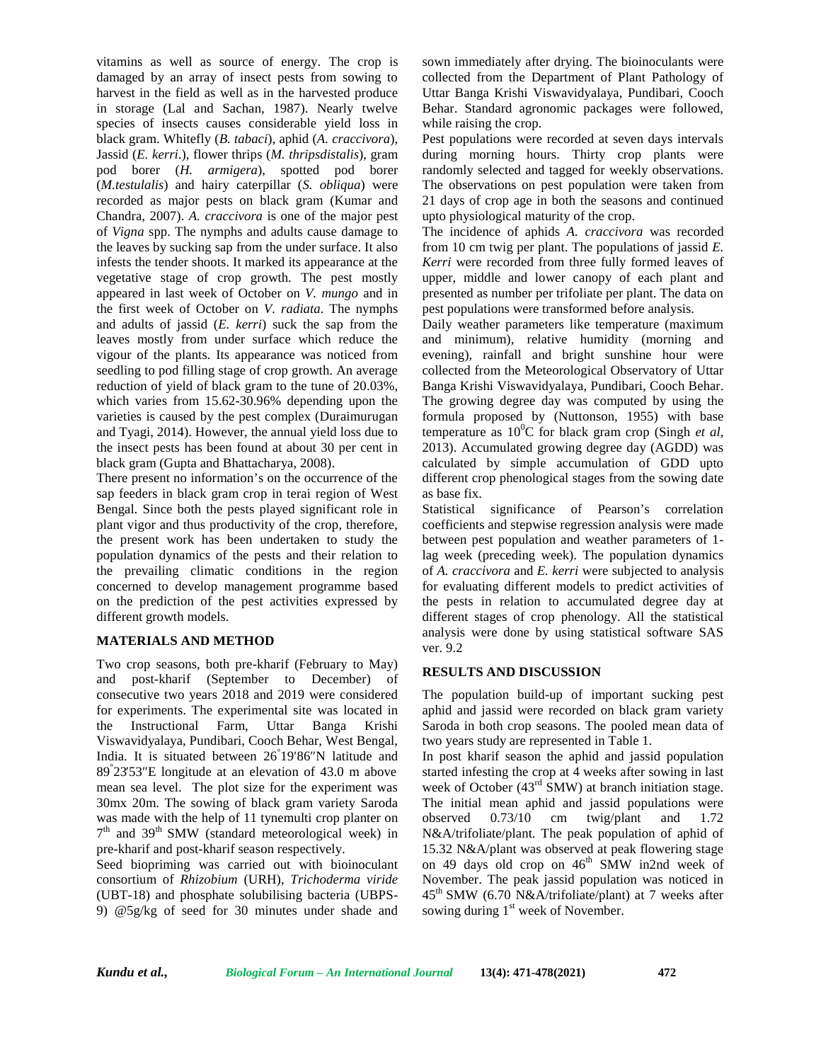vitamins as well as source of energy. The crop is damaged by an array of insect pests from sowing to harvest in the field as well as in the harvested produce in storage (Lal and Sachan, 1987). Nearly twelve species of insects causes considerable yield loss in black gram. Whitefly (*B. tabaci*), aphid (*A. craccivora*), Jassid (*E. kerri*.), flower thrips (*M. thripsdistalis*), gram pod borer (*H. armigera*), spotted pod borer (*M.testulalis*) and hairy caterpillar (*S. obliqua*) were recorded as major pests on black gram (Kumar and Chandra, 2007). *A. craccivora* is one of the major pest of *Vigna* spp. The nymphs and adults cause damage to the leaves by sucking sap from the under surface. It also infests the tender shoots. It marked its appearance at the vegetative stage of crop growth. The pest mostly appeared in last week of October on *V. mungo* and in the first week of October on *V. radiata*. The nymphs and adults of jassid (*E. kerri*) suck the sap from the leaves mostly from under surface which reduce the vigour of the plants. Its appearance was noticed from seedling to pod filling stage of crop growth. An average reduction of yield of black gram to the tune of 20.03%, which varies from 15.62-30.96% depending upon the varieties is caused by the pest complex (Duraimurugan and Tyagi, 2014). However, the annual yield loss due to the insect pests has been found at about 30 per cent in black gram (Gupta and Bhattacharya, 2008).

There present no information's on the occurrence of the sap feeders in black gram crop in terai region of West Bengal. Since both the pests played significant role in plant vigor and thus productivity of the crop, therefore, the present work has been undertaken to study the population dynamics of the pests and their relation to the prevailing climatic conditions in the region concerned to develop management programme based on the prediction of the pest activities expressed by different growth models.

## MATERIALS AND METHOD

Two crop seasons, both pre-kharif (February to May) and post-kharif (September to December) of consecutive two years 2018 and 2019 were considered for experiments. The experimental site was located in the Instructional Farm, Uttar Banga Krishi Viswavidyalaya, Pundibari, Cooch Behar, West Bengal, India. It is situated between 26°19′86″N latitude and 89°23′53″E longitude at an elevation of 43.0 m above mean sea level. The plot size for the experiment was 30mx 20m. The sowing of black gram variety Saroda was made with the help of 11 tynemulti crop planter on 7th and 39th SMW (standard meteorological week) in pre-kharif and post-kharif season respectively.

Seed biopriming was carried out with bioinoculant consortium of *Rhizobium* (URH), *Trichoderma viride* (UBT-18) and phosphate solubilising bacteria (UBPS-9) @5g/kg of seed for 30 minutes under shade and sown immediately after drying. The bioinoculants were collected from the Department of Plant Pathology of Uttar Banga Krishi Viswavidyalaya, Pundibari, Cooch Behar. Standard agronomic packages were followed, while raising the crop.

Pest populations were recorded at seven days intervals during morning hours. Thirty crop plants were randomly selected and tagged for weekly observations. The observations on pest population were taken from 21 days of crop age in both the seasons and continued upto physiological maturity of the crop.

The incidence of aphids *A. craccivora* was recorded from 10 cm twig per plant. The populations of jassid *E. Kerri* were recorded from three fully formed leaves of upper, middle and lower canopy of each plant and presented as number per trifoliate per plant. The data on pest populations were transformed before analysis.

Daily weather parameters like temperature (maximum and minimum), relative humidity (morning and evening), rainfall and bright sunshine hour were collected from the Meteorological Observatory of Uttar Banga Krishi Viswavidyalaya, Pundibari, Cooch Behar. The growing degree day was computed by using the formula proposed by (Nuttonson, 1955) with base temperature as $10^0$C for black gram crop (Singh *et al*, 2013). Accumulated growing degree day (AGDD) was calculated by simple accumulation of GDD upto different crop phenological stages from the sowing date as base fix.

Statistical significance of Pearson's correlation coefficients and stepwise regression analysis were made between pest population and weather parameters of 1-lag week (preceding week). The population dynamics of *A. craccivora* and *E. kerri* were subjected to analysis for evaluating different models to predict activities of the pests in relation to accumulated degree day at different stages of crop phenology. All the statistical analysis were done by using statistical software SAS ver. 9.2

## RESULTS AND DISCUSSION

The population build-up of important sucking pest aphid and jassid were recorded on black gram variety Saroda in both crop seasons. The pooled mean data of two years study are represented in Table 1.

In post kharif season the aphid and jassid population started infesting the crop at 4 weeks after sowing in last week of October (43rd SMW) at branch initiation stage. The initial mean aphid and jassid populations were observed 0.73/10 cm twig/plant and 1.72 N&A/trifoliate/plant. The peak population of aphid of 15.32 N&A/plant was observed at peak flowering stage on 49 days old crop on 46th SMW in2nd week of November. The peak jassid population was noticed in 45th SMW (6.70 N&A/trifoliate/plant) at 7 weeks after sowing during 1st week of November.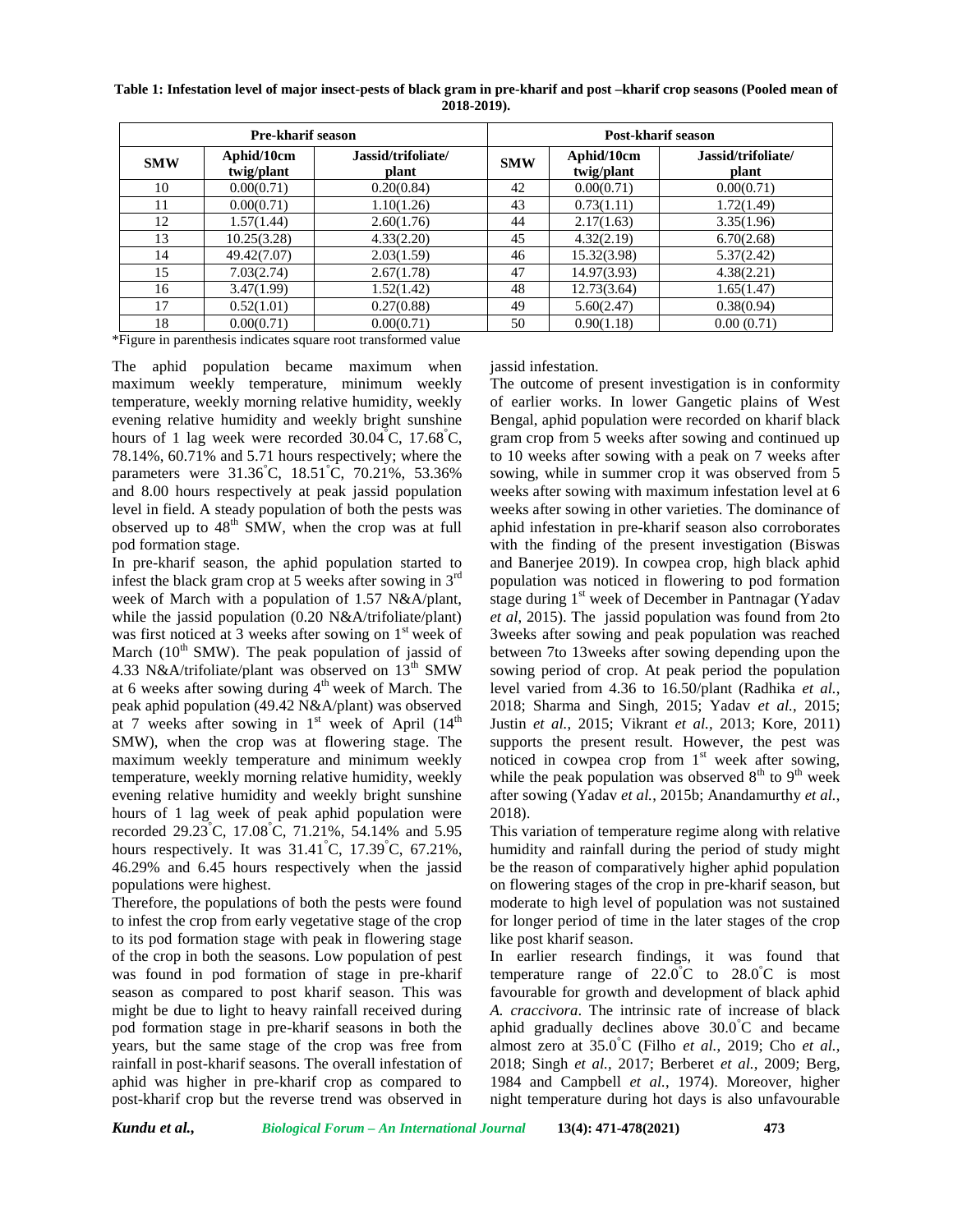**Table 1: Infestation level of major insect-pests of black gram in pre-kharif and post –kharif crop seasons (Pooled mean of 2018-2019).**

| Pre-kharif season | | | Post-kharif season | | |
|---|---|---|---|---|---|
| SMW | Aphid/10cm twig/plant | Jassid/trifoliate/ plant | SMW | Aphid/10cm twig/plant | Jassid/trifoliate/ plant |
| 10 | 0.00(0.71) | 0.20(0.84) | 42 | 0.00(0.71) | 0.00(0.71) |
| 11 | 0.00(0.71) | 1.10(1.26) | 43 | 0.73(1.11) | 1.72(1.49) |
| 12 | 1.57(1.44) | 2.60(1.76) | 44 | 2.17(1.63) | 3.35(1.96) |
| 13 | 10.25(3.28) | 4.33(2.20) | 45 | 4.32(2.19) | 6.70(2.68) |
| 14 | 49.42(7.07) | 2.03(1.59) | 46 | 15.32(3.98) | 5.37(2.42) |
| 15 | 7.03(2.74) | 2.67(1.78) | 47 | 14.97(3.93) | 4.38(2.21) |
| 16 | 3.47(1.99) | 1.52(1.42) | 48 | 12.73(3.64) | 1.65(1.47) |
| 17 | 0.52(1.01) | 0.27(0.88) | 49 | 5.60(2.47) | 0.38(0.94) |
| 18 | 0.00(0.71) | 0.00(0.71) | 50 | 0.90(1.18) | 0.00 (0.71) |

*Figure in parenthesis indicates square root transformed value

The aphid population became maximum when maximum weekly temperature, minimum weekly temperature, weekly morning relative humidity, weekly evening relative humidity and weekly bright sunshine hours of 1 lag week were recorded 30.04°C, 17.68°C, 78.14%, 60.71% and 5.71 hours respectively; where the parameters were 31.36°C, 18.51°C, 70.21%, 53.36% and 8.00 hours respectively at peak jassid population level in field. A steady population of both the pests was observed up to 48th SMW, when the crop was at full pod formation stage.

In pre-kharif season, the aphid population started to infest the black gram crop at 5 weeks after sowing in 3rd week of March with a population of 1.57 N&A/plant, while the jassid population (0.20 N&A/trifoliate/plant) was first noticed at 3 weeks after sowing on 1st week of March (10th SMW). The peak population of jassid of 4.33 N&A/trifoliate/plant was observed on 13th SMW at 6 weeks after sowing during 4th week of March. The peak aphid population (49.42 N&A/plant) was observed at 7 weeks after sowing in 1st week of April (14th SMW), when the crop was at flowering stage. The maximum weekly temperature and minimum weekly temperature, weekly morning relative humidity, weekly evening relative humidity and weekly bright sunshine hours of 1 lag week of peak aphid population were recorded 29.23°C, 17.08°C, 71.21%, 54.14% and 5.95 hours respectively. It was 31.41°C, 17.39°C, 67.21%, 46.29% and 6.45 hours respectively when the jassid populations were highest.

Therefore, the populations of both the pests were found to infest the crop from early vegetative stage of the crop to its pod formation stage with peak in flowering stage of the crop in both the seasons. Low population of pest was found in pod formation of stage in pre-kharif season as compared to post kharif season. This was might be due to light to heavy rainfall received during pod formation stage in pre-kharif seasons in both the years, but the same stage of the crop was free from rainfall in post-kharif seasons. The overall infestation of aphid was higher in pre-kharif crop as compared to post-kharif crop but the reverse trend was observed in jassid infestation.

The outcome of present investigation is in conformity of earlier works. In lower Gangetic plains of West Bengal, aphid population were recorded on kharif black gram crop from 5 weeks after sowing and continued up to 10 weeks after sowing with a peak on 7 weeks after sowing, while in summer crop it was observed from 5 weeks after sowing with maximum infestation level at 6 weeks after sowing in other varieties. The dominance of aphid infestation in pre-kharif season also corroborates with the finding of the present investigation (Biswas and Banerjee 2019). In cowpea crop, high black aphid population was noticed in flowering to pod formation stage during 1st week of December in Pantnagar (Yadav *et al*, 2015). The jassid population was found from 2to 3weeks after sowing and peak population was reached between 7to 13weeks after sowing depending upon the sowing period of crop. At peak period the population level varied from 4.36 to 16.50/plant (Radhika *et al.*, 2018; Sharma and Singh, 2015; Yadav *et al.*, 2015; Justin *et al.*, 2015; Vikrant *et al.*, 2013; Kore, 2011) supports the present result. However, the pest was noticed in cowpea crop from 1st week after sowing, while the peak population was observed 8th to 9th week after sowing (Yadav *et al.*, 2015b; Anandamurthy *et al.*, 2018).

This variation of temperature regime along with relative humidity and rainfall during the period of study might be the reason of comparatively higher aphid population on flowering stages of the crop in pre-kharif season, but moderate to high level of population was not sustained for longer period of time in the later stages of the crop like post kharif season.

In earlier research findings, it was found that temperature range of 22.0°C to 28.0°C is most favourable for growth and development of black aphid *A. craccivora*. The intrinsic rate of increase of black aphid gradually declines above 30.0°C and became almost zero at 35.0°C (Filho *et al.*, 2019; Cho *et al.*, 2018; Singh *et al.*, 2017; Berberet *et al.*, 2009; Berg, 1984 and Campbell *et al.*, 1974). Moreover, higher night temperature during hot days is also unfavourable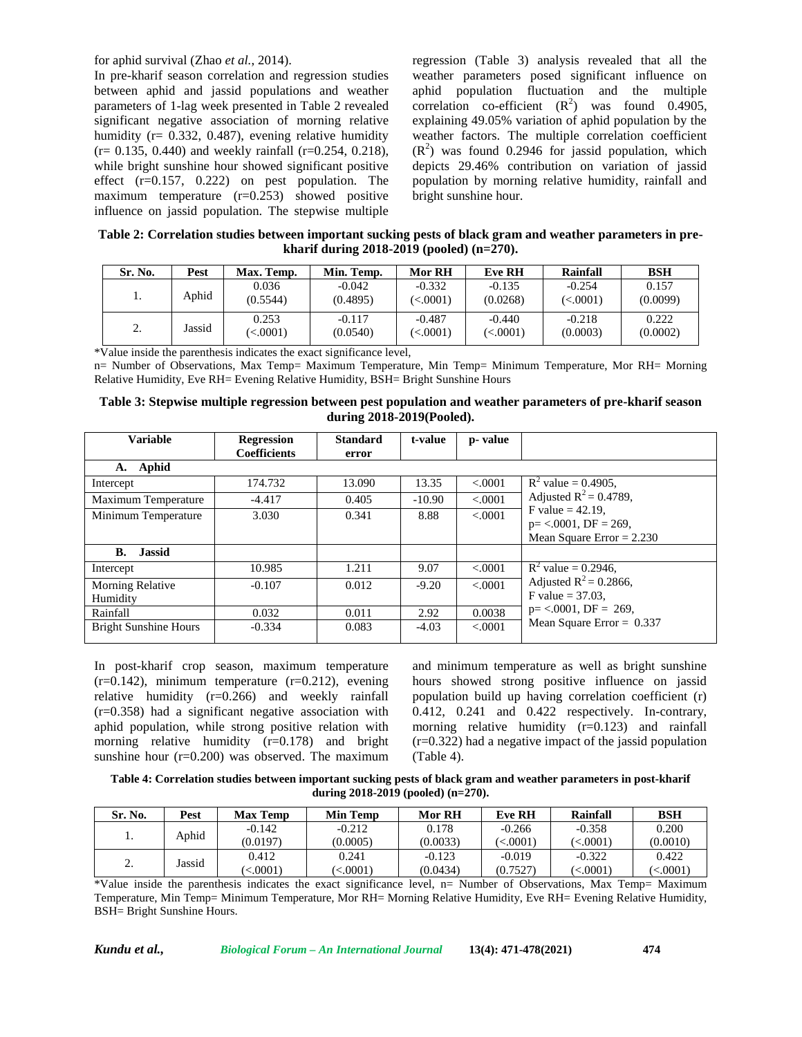for aphid survival (Zhao *et al.,* 2014).

In pre-kharif season correlation and regression studies between aphid and jassid populations and weather parameters of 1-lag week presented in Table 2 revealed significant negative association of morning relative humidity (r= 0.332, 0.487), evening relative humidity (r= 0.135, 0.440) and weekly rainfall (r=0.254, 0.218), while bright sunshine hour showed significant positive effect (r=0.157, 0.222) on pest population. The maximum temperature (r=0.253) showed positive influence on jassid population. The stepwise multiple regression (Table 3) analysis revealed that all the weather parameters posed significant influence on aphid population fluctuation and the multiple correlation co-efficient ($R^2$) was found 0.4905, explaining 49.05% variation of aphid population by the weather factors. The multiple correlation coefficient ($R^2$) was found 0.2946 for jassid population, which depicts 29.46% contribution on variation of jassid population by morning relative humidity, rainfall and bright sunshine hour.

**Table 2: Correlation studies between important sucking pests of black gram and weather parameters in pre-kharif during 2018-2019 (pooled) (n=270).**

| Sr. No. | Pest | Max. Temp. | Min. Temp. | Mor RH | Eve RH | Rainfall | BSH |
|---|---|---|---|---|---|---|---|
| 1. | Aphid | 0.036 (0.5544) | -0.042 (0.4895) | -0.332 (<.0001) | -0.135 (0.0268) | -0.254 (<.0001) | 0.157 (0.0099) |
| 2. | Jassid | 0.253 (<.0001) | -0.117 (0.0540) | -0.487 (<.0001) | -0.440 (<.0001) | -0.218 (0.0003) | 0.222 (0.0002) |

*Value inside the parenthesis indicates the exact significance level,
n= Number of Observations, Max Temp= Maximum Temperature, Min Temp= Minimum Temperature, Mor RH= Morning Relative Humidity, Eve RH= Evening Relative Humidity, BSH= Bright Sunshine Hours

**Table 3: Stepwise multiple regression between pest population and weather parameters of pre-kharif season during 2018-2019(Pooled).**

| Variable | Regression Coefficients | Standard error | t-value | p- value | |
|---|---|---|---|---|---|
| **A. Aphid** | | | | | |
| Intercept | 174.732 | 13.090 | 13.35 | <.0001 | $R^2$ value = 0.4905, Adjusted $R^2$ = 0.4789, F value = 42.19, p= <.0001, DF = 269, Mean Square Error = 2.230 |
| Maximum Temperature | -4.417 | 0.405 | -10.90 | <.0001 | |
| Minimum Temperature | 3.030 | 0.341 | 8.88 | <.0001 | |
| **B. Jassid** | | | | | |
| Intercept | 10.985 | 1.211 | 9.07 | <.0001 | $R^2$ value = 0.2946, Adjusted $R^2$ = 0.2866, F value = 37.03, p= <.0001, DF = 269, Mean Square Error = 0.337 |
| Morning Relative Humidity | -0.107 | 0.012 | -9.20 | <.0001 | |
| Rainfall | 0.032 | 0.011 | 2.92 | 0.0038 | |
| Bright Sunshine Hours | -0.334 | 0.083 | -4.03 | <.0001 | |

In post-kharif crop season, maximum temperature (r=0.142), minimum temperature (r=0.212), evening relative humidity (r=0.266) and weekly rainfall (r=0.358) had a significant negative association with aphid population, while strong positive relation with morning relative humidity (r=0.178) and bright sunshine hour (r=0.200) was observed. The maximum and minimum temperature as well as bright sunshine hours showed strong positive influence on jassid population build up having correlation coefficient (r) 0.412, 0.241 and 0.422 respectively. In-contrary, morning relative humidity (r=0.123) and rainfall (r=0.322) had a negative impact of the jassid population (Table 4).

**Table 4: Correlation studies between important sucking pests of black gram and weather parameters in post-kharif during 2018-2019 (pooled) (n=270).**

| Sr. No. | Pest | Max Temp | Min Temp | Mor RH | Eve RH | Rainfall | BSH |
|---|---|---|---|---|---|---|---|
| 1. | Aphid | -0.142 (0.0197) | -0.212 (0.0005) | 0.178 (0.0033) | -0.266 (<.0001) | -0.358 (<.0001) | 0.200 (0.0010) |
| 2. | Jassid | 0.412 (<.0001) | 0.241 (<.0001) | -0.123 (0.0434) | -0.019 (0.7527) | -0.322 (<.0001) | 0.422 (<.0001) |

*Value inside the parenthesis indicates the exact significance level, n= Number of Observations, Max Temp= Maximum Temperature, Min Temp= Minimum Temperature, Mor RH= Morning Relative Humidity, Eve RH= Evening Relative Humidity, BSH= Bright Sunshine Hours.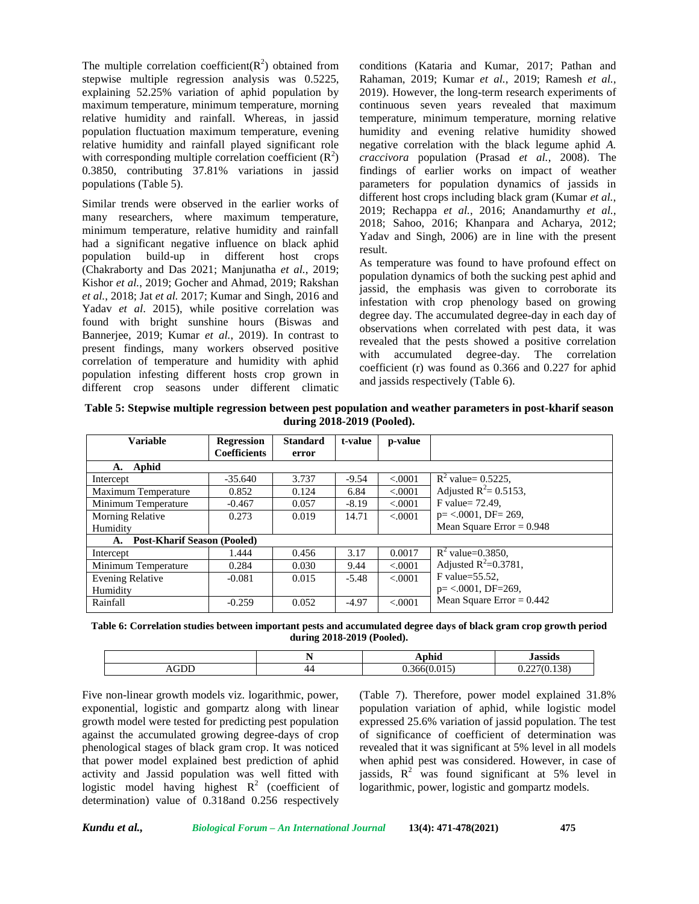The multiple correlation coefficient($R^2$) obtained from stepwise multiple regression analysis was 0.5225, explaining 52.25% variation of aphid population by maximum temperature, minimum temperature, morning relative humidity and rainfall. Whereas, in jassid population fluctuation maximum temperature, evening relative humidity and rainfall played significant role with corresponding multiple correlation coefficient ($R^2$) 0.3850, contributing 37.81% variations in jassid populations (Table 5).

Similar trends were observed in the earlier works of many researchers, where maximum temperature, minimum temperature, relative humidity and rainfall had a significant negative influence on black aphid population build-up in different host crops (Chakraborty and Das 2021; Manjunatha *et al.*, 2019; Kishor *et al.*, 2019; Gocher and Ahmad, 2019; Rakshan *et al.*, 2018; Jat *et al.* 2017; Kumar and Singh, 2016 and Yadav *et al*. 2015), while positive correlation was found with bright sunshine hours (Biswas and Bannerjee, 2019; Kumar *et al.*, 2019). In contrast to present findings, many workers observed positive correlation of temperature and humidity with aphid population infesting different hosts crop grown in different crop seasons under different climatic conditions (Kataria and Kumar, 2017; Pathan and Rahaman, 2019; Kumar *et al.*, 2019; Ramesh *et al.*, 2019). However, the long-term research experiments of continuous seven years revealed that maximum temperature, minimum temperature, morning relative humidity and evening relative humidity showed negative correlation with the black legume aphid *A. craccivora* population (Prasad *et al.*, 2008). The findings of earlier works on impact of weather parameters for population dynamics of jassids in different host crops including black gram (Kumar *et al.*, 2019; Rechappa *et al.*, 2016; Anandamurthy *et al.*, 2018; Sahoo, 2016; Khanpara and Acharya, 2012; Yadav and Singh, 2006) are in line with the present result.

As temperature was found to have profound effect on population dynamics of both the sucking pest aphid and jassid, the emphasis was given to corroborate its infestation with crop phenology based on growing degree day. The accumulated degree-day in each day of observations when correlated with pest data, it was revealed that the pests showed a positive correlation with accumulated degree-day. The correlation coefficient (r) was found as 0.366 and 0.227 for aphid and jassids respectively (Table 6).

**Table 5: Stepwise multiple regression between pest population and weather parameters in post-kharif season during 2018-2019 (Pooled).**

| Variable | Regression Coefficients | Standard error | t-value | p-value | |
|---|---|---|---|---|---|
| **A. Aphid** | | | | | |
| Intercept | -35.640 | 3.737 | -9.54 | <.0001 | $R^2$ value= 0.5225, |
| Maximum Temperature | 0.852 | 0.124 | 6.84 | <.0001 | Adjusted $R^2$= 0.5153, |
| Minimum Temperature | -0.467 | 0.057 | -8.19 | <.0001 | F value= 72.49, |
| Morning Relative Humidity | 0.273 | 0.019 | 14.71 | <.0001 | p= <.0001, DF= 269, Mean Square Error = 0.948 |
| **A. Post-Kharif Season (Pooled)** | | | | | |
| Intercept | 1.444 | 0.456 | 3.17 | 0.0017 | $R^2$ value=0.3850, |
| Minimum Temperature | 0.284 | 0.030 | 9.44 | <.0001 | Adjusted $R^2$=0.3781, |
| Evening Relative Humidity | -0.081 | 0.015 | -5.48 | <.0001 | F value=55.52, p= <.0001, DF=269, |
| Rainfall | -0.259 | 0.052 | -4.97 | <.0001 | Mean Square Error = 0.442 |

**Table 6: Correlation studies between important pests and accumulated degree days of black gram crop growth period during 2018-2019 (Pooled).**

| | N | Aphid | Jassids |
|---|---|---|---|
| AGDD | 44 | 0.366(0.015) | 0.227(0.138) |

Five non-linear growth models viz. logarithmic, power, exponential, logistic and gompartz along with linear growth model were tested for predicting pest population against the accumulated growing degree-days of crop phenological stages of black gram crop. It was noticed that power model explained best prediction of aphid activity and Jassid population was well fitted with logistic model having highest $R^2$ (coefficient of determination) value of 0.318and 0.256 respectively (Table 7). Therefore, power model explained 31.8% population variation of aphid, while logistic model expressed 25.6% variation of jassid population. The test of significance of coefficient of determination was revealed that it was significant at 5% level in all models when aphid pest was considered. However, in case of jassids, $R^2$ was found significant at 5% level in logarithmic, power, logistic and gompartz models.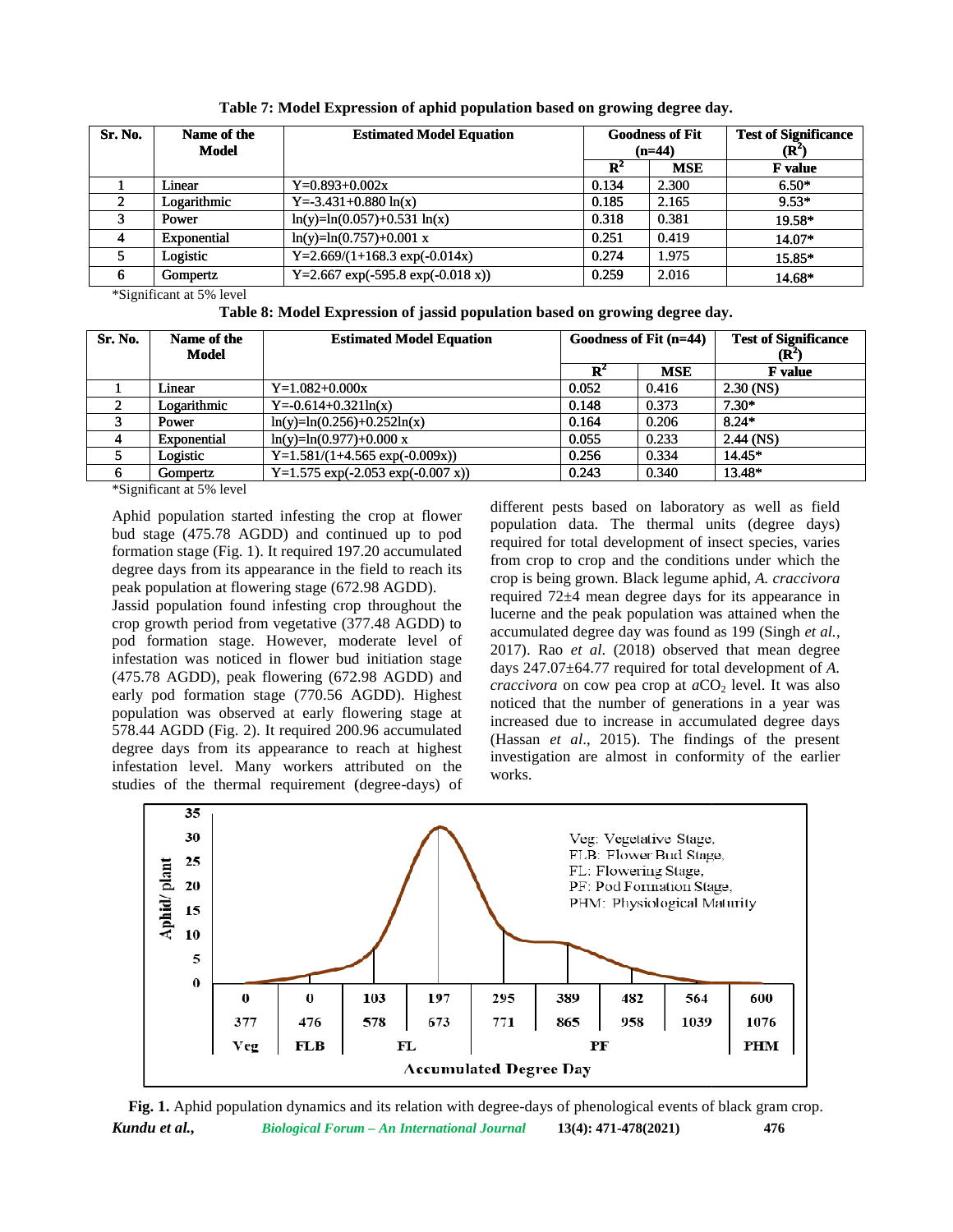**Table 7: Model Expression of aphid population based on growing degree day.**

| Sr. No. | Name of the Model | Estimated Model Equation | Goodness of Fit (n=44) | | Test of Significance ($R^2$) |
|---|---|---|---|---|---|
| | | | $R^2$ | MSE | F value |
| 1 | Linear | $Y=0.893+0.002x$ | 0.134 | 2.300 | 6.50* |
| 2 | Logarithmic | $Y=-3.431+0.880 \ln(x)$ | 0.185 | 2.165 | 9.53* |
| 3 | Power | $\ln(y)=\ln(0.057)+0.531 \ln(x)$ | 0.318 | 0.381 | 19.58* |
| 4 | Exponential | $\ln(y)=\ln(0.757)+0.001 x$ | 0.251 | 0.419 | 14.07* |
| 5 | Logistic | $Y=2.669/(1+168.3 \exp(-0.014x))$ | 0.274 | 1.975 | 15.85* |
| 6 | Gompertz | $Y=2.667 \exp(-595.8 \exp(-0.018 x))$ | 0.259 | 2.016 | 14.68* |

*Significant at 5% level

**Table 8: Model Expression of jassid population based on growing degree day.**

| Sr. No. | Name of the Model | Estimated Model Equation | Goodness of Fit (n=44) | | Test of Significance ($R^2$) |
|---|---|---|---|---|---|
| | | | $R^2$ | MSE | F value |
| 1 | Linear | $Y=1.082+0.000x$ | 0.052 | 0.416 | 2.30 (NS) |
| 2 | Logarithmic | $Y=-0.614+0.321\ln(x)$ | 0.148 | 0.373 | 7.30* |
| 3 | Power | $\ln(y)=\ln(0.256)+0.252\ln(x)$ | 0.164 | 0.206 | 8.24* |
| 4 | Exponential | $\ln(y)=\ln(0.977)+0.000 x$ | 0.055 | 0.233 | 2.44 (NS) |
| 5 | Logistic | $Y=1.581/(1+4.565 \exp(-0.009x))$ | 0.256 | 0.334 | 14.45* |
| 6 | Gompertz | $Y=1.575 \exp(-2.053 \exp(-0.007 x))$ | 0.243 | 0.340 | 13.48* |

*Significant at 5% level

Aphid population started infesting the crop at flower bud stage (475.78 AGDD) and continued up to pod formation stage (Fig. 1). It required 197.20 accumulated degree days from its appearance in the field to reach its peak population at flowering stage (672.98 AGDD).

Jassid population found infesting crop throughout the crop growth period from vegetative (377.48 AGDD) to pod formation stage. However, moderate level of infestation was noticed in flower bud initiation stage (475.78 AGDD), peak flowering (672.98 AGDD) and early pod formation stage (770.56 AGDD). Highest population was observed at early flowering stage at 578.44 AGDD (Fig. 2). It required 200.96 accumulated degree days from its appearance to reach at highest infestation level. Many workers attributed on the studies of the thermal requirement (degree-days) of different pests based on laboratory as well as field population data. The thermal units (degree days) required for total development of insect species, varies from crop to crop and the conditions under which the crop is being grown. Black legume aphid, *A. craccivora* required 72±4 mean degree days for its appearance in lucerne and the peak population was attained when the accumulated degree day was found as 199 (Singh *et al.*, 2017). Rao *et al.* (2018) observed that mean degree days 247.07±64.77 required for total development of *A. craccivora* on cow pea crop at *a*$CO_2$ level. It was also noticed that the number of generations in a year was increased due to increase in accumulated degree days (Hassan *et al*., 2015). The findings of the present investigation are almost in conformity of the earlier works.

Aphid/ plant

35
30
25
20
15
10
5
0

Veg: Vegetative Stage,
FLB: Flower Bud Stage,
FL: Flowering Stage,
PF: Pod Formation Stage,
PHM: Physiological Maturity

0 0 103 197 295 389 482 564 600
377 476 578 673 771 865 958 1039 1076
Veg FLB FL PF PHM

Accumulated Degree Day

**Fig. 1.** Aphid population dynamics and its relation with degree-days of phenological events of black gram crop.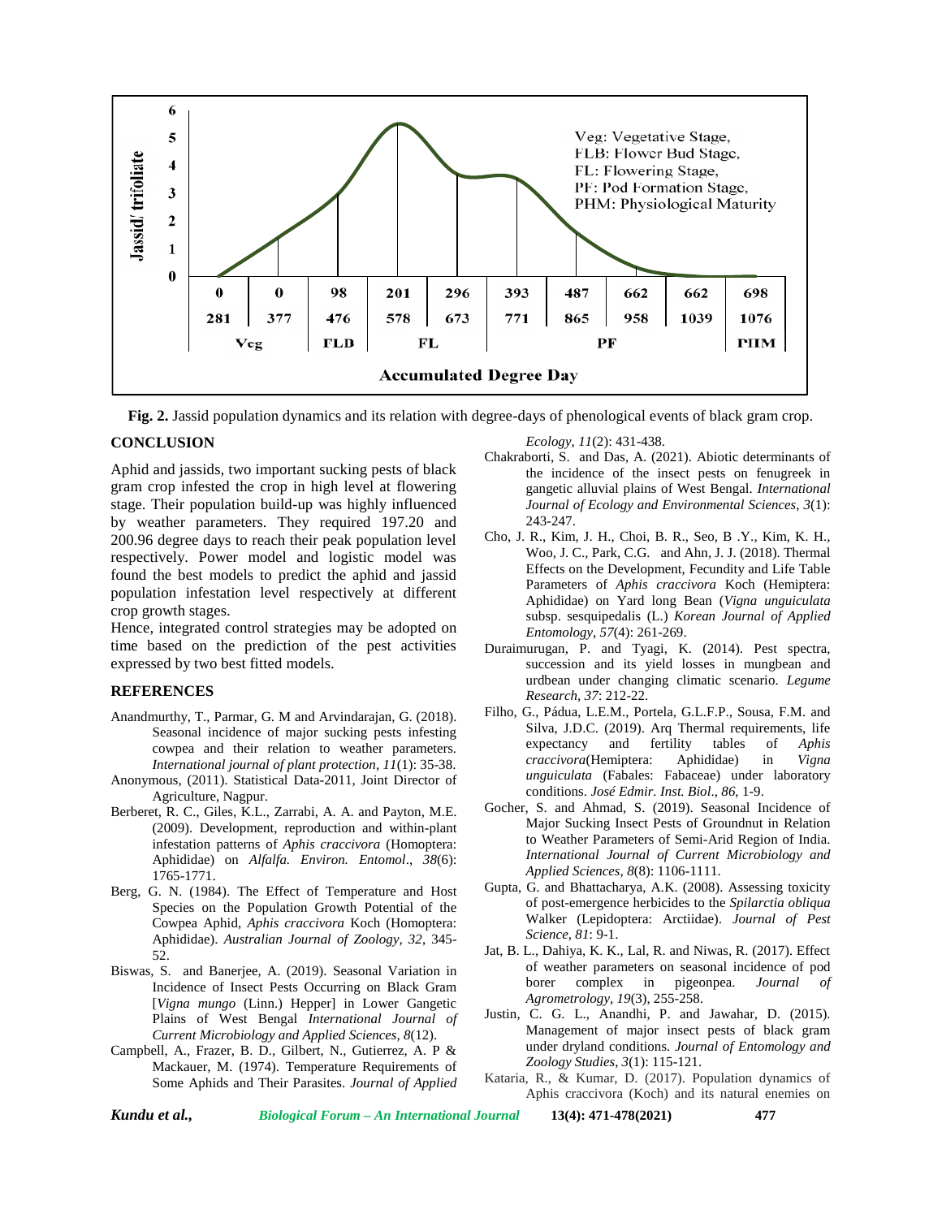Jassid/ trifoliate

6
5
4
3
2
1
0

Veg: Vegetative Stage,
FLB: Flower Bud Stage,
FL: Flowering Stage,
PF: Pod Formation Stage,
PHM: Physiological Maturity

0 0 98 201 296 393 487 662 662 698

281 377 476 578 673 771 865 958 1039 1076

Veg FLB FL PF PHM

Accumulated Degree Day

**Fig. 2.** Jassid population dynamics and its relation with degree-days of phenological events of black gram crop.

## CONCLUSION

Aphid and jassids, two important sucking pests of black gram crop infested the crop in high level at flowering stage. Their population build-up was highly influenced by weather parameters. They required 197.20 and 200.96 degree days to reach their peak population level respectively. Power model and logistic model was found the best models to predict the aphid and jassid population infestation level respectively at different crop growth stages.

Hence, integrated control strategies may be adopted on time based on the prediction of the pest activities expressed by two best fitted models.

## REFERENCES

Anandmurthy, T., Parmar, G. M and Arvindarajan, G. (2018). Seasonal incidence of major sucking pests infesting cowpea and their relation to weather parameters. *International journal of plant protection*, *11*(1): 35-38.

Anonymous, (2011). Statistical Data-2011, Joint Director of Agriculture, Nagpur.

Berberet, R. C., Giles, K.L., Zarrabi, A. A. and Payton, M.E. (2009). Development, reproduction and within-plant infestation patterns of *Aphis craccivora* (Homoptera: Aphididae) on *Alfalfa. Environ. Entomol*., *38*(6): 1765-1771.

Berg, G. N. (1984). The Effect of Temperature and Host Species on the Population Growth Potential of the Cowpea Aphid, *Aphis craccivora* Koch (Homoptera: Aphididae). *Australian Journal of Zoology, 32*, 345-52.

Biswas, S. and Banerjee, A. (2019). Seasonal Variation in Incidence of Insect Pests Occurring on Black Gram [*Vigna mungo* (Linn.) Hepper] in Lower Gangetic Plains of West Bengal *International Journal of Current Microbiology and Applied Sciences, 8*(12).

Campbell, A., Frazer, B. D., Gilbert, N., Gutierrez, A. P & Mackauer, M. (1974). Temperature Requirements of Some Aphids and Their Parasites. *Journal of Applied Ecology*, *11*(2): 431-438.

Chakraborti, S. and Das, A. (2021). Abiotic determinants of the incidence of the insect pests on fenugreek in gangetic alluvial plains of West Bengal. *International Journal of Ecology and Environmental Sciences*, *3*(1): 243-247.

Cho, J. R., Kim, J. H., Choi, B. R., Seo, B .Y., Kim, K. H., Woo, J. C., Park, C.G. and Ahn, J. J. (2018). Thermal Effects on the Development, Fecundity and Life Table Parameters of *Aphis craccivora* Koch (Hemiptera: Aphididae) on Yard long Bean (*Vigna unguiculata* subsp. sesquipedalis (L.) *Korean Journal of Applied Entomology*, *57*(4): 261-269.

Duraimurugan, P. and Tyagi, K. (2014). Pest spectra, succession and its yield losses in mungbean and urdbean under changing climatic scenario. *Legume Research*, *37*: 212-22.

Filho, G., Pádua, L.E.M., Portela, G.L.F.P., Sousa, F.M. and Silva, J.D.C. (2019). Arq Thermal requirements, life expectancy and fertility tables of *Aphis craccivora*(Hemiptera: Aphididae) in *Vigna unguiculata* (Fabales: Fabaceae) under laboratory conditions. *José Edmir. Inst. Biol*., *86*, 1-9.

Gocher, S. and Ahmad, S. (2019). Seasonal Incidence of Major Sucking Insect Pests of Groundnut in Relation to Weather Parameters of Semi-Arid Region of India. *International Journal of Current Microbiology and Applied Sciences, 8*(8): 1106-1111.

Gupta, G. and Bhattacharya, A.K. (2008). Assessing toxicity of post-emergence herbicides to the *Spilarctia obliqua* Walker (Lepidoptera: Arctiidae). *Journal of Pest Science*, *81*: 9-1.

Jat, B. L., Dahiya, K. K., Lal, R. and Niwas, R. (2017). Effect of weather parameters on seasonal incidence of pod borer complex in pigeonpea. *Journal of Agrometrology*, *19*(3), 255-258.

Justin, C. G. L., Anandhi, P. and Jawahar, D. (2015). Management of major insect pests of black gram under dryland conditions. *Journal of Entomology and Zoology Studies*, *3*(1): 115-121.

Kataria, R., & Kumar, D. (2017). Population dynamics of Aphis craccivora (Koch) and its natural enemies on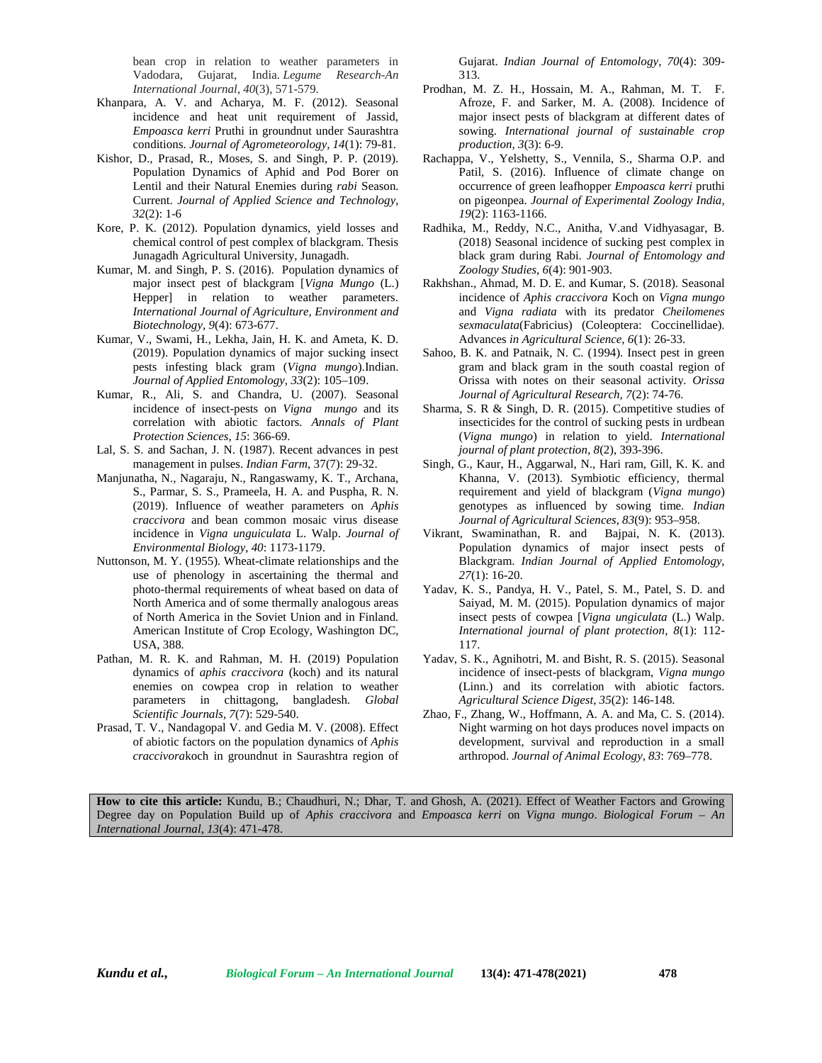bean crop in relation to weather parameters in Vadodara, Gujarat, India. *Legume Research-An International Journal*, *40*(3), 571-579.

Khanpara, A. V. and Acharya, M. F. (2012). Seasonal incidence and heat unit requirement of Jassid, *Empoasca kerri* Pruthi in groundnut under Saurashtra conditions. *Journal of Agrometeorology, 14*(1): 79-81.

Kishor, D., Prasad, R., Moses, S. and Singh, P. P. (2019). Population Dynamics of Aphid and Pod Borer on Lentil and their Natural Enemies during *rabi* Season. Current. *Journal of Applied Science and Technology, 32*(2): 1-6

Kore, P. K. (2012). Population dynamics, yield losses and chemical control of pest complex of blackgram. Thesis Junagadh Agricultural University, Junagadh.

Kumar, M. and Singh, P. S. (2016). Population dynamics of major insect pest of blackgram [*Vigna Mungo* (L.) Hepper] in relation to weather parameters. *International Journal of Agriculture, Environment and Biotechnology, 9*(4): 673-677.

Kumar, V., Swami, H., Lekha, Jain, H. K. and Ameta, K. D. (2019). Population dynamics of major sucking insect pests infesting black gram (*Vigna mungo*).Indian. *Journal of Applied Entomology, 33*(2): 105–109.

Kumar, R., Ali, S. and Chandra, U. (2007). Seasonal incidence of insect-pests on *Vigna mungo* and its correlation with abiotic factors. *Annals of Plant Protection Sciences, 15*: 366-69.

Lal, S. S. and Sachan, J. N. (1987). Recent advances in pest management in pulses. *Indian Farm*, 37(7): 29-32.

Manjunatha, N., Nagaraju, N., Rangaswamy, K. T., Archana, S., Parmar, S. S., Prameela, H. A. and Puspha, R. N. (2019). Influence of weather parameters on *Aphis craccivora* and bean common mosaic virus disease incidence in *Vigna unguiculata* L. Walp. *Journal of Environmental Biology*, *40*: 1173-1179.

Nuttonson, M. Y. (1955). Wheat-climate relationships and the use of phenology in ascertaining the thermal and photo-thermal requirements of wheat based on data of North America and of some thermally analogous areas of North America in the Soviet Union and in Finland. American Institute of Crop Ecology, Washington DC, USA, 388.

Pathan, M. R. K. and Rahman, M. H. (2019) Population dynamics of *aphis craccivora* (koch) and its natural enemies on cowpea crop in relation to weather parameters in chittagong, bangladesh. *Global Scientific Journals*, *7*(7): 529-540.

Prasad, T. V., Nandagopal V. and Gedia M. V. (2008). Effect of abiotic factors on the population dynamics of *Aphis craccivora*koch in groundnut in Saurashtra region of Gujarat. *Indian Journal of Entomology*, *70*(4): 309-313.

Prodhan, M. Z. H., Hossain, M. A., Rahman, M. T. F. Afroze, F. and Sarker, M. A. (2008). Incidence of major insect pests of blackgram at different dates of sowing. *International journal of sustainable crop production, 3*(3): 6-9.

Rachappa, V., Yelshetty, S., Vennila, S., Sharma O.P. and Patil, S. (2016). Influence of climate change on occurrence of green leafhopper *Empoasca kerri* pruthi on pigeonpea. *Journal of Experimental Zoology India, 19*(2): 1163-1166.

Radhika, M., Reddy, N.C., Anitha, V.and Vidhyasagar, B. (2018) Seasonal incidence of sucking pest complex in black gram during Rabi. *Journal of Entomology and Zoology Studies*, *6*(4): 901-903.

Rakhshan., Ahmad, M. D. E. and Kumar, S. (2018). Seasonal incidence of *Aphis craccivora* Koch on *Vigna mungo* and *Vigna radiata* with its predator *Cheilomenes sexmaculata*(Fabricius) (Coleoptera: Coccinellidae). Advances *in Agricultural Science*, *6*(1): 26-33.

Sahoo, B. K. and Patnaik, N. C. (1994). Insect pest in green gram and black gram in the south coastal region of Orissa with notes on their seasonal activity. *Orissa Journal of Agricultural Research, 7*(2): 74-76.

Sharma, S. R & Singh, D. R. (2015). Competitive studies of insecticides for the control of sucking pests in urdbean (*Vigna mungo*) in relation to yield. *International journal of plant protection*, *8*(2), 393-396.

Singh, G., Kaur, H., Aggarwal, N., Hari ram, Gill, K. K. and Khanna, V. (2013). Symbiotic efficiency, thermal requirement and yield of blackgram (*Vigna mungo*) genotypes as influenced by sowing time. *Indian Journal of Agricultural Sciences*, *83*(9): 953–958.

Vikrant, Swaminathan, R. and Bajpai, N. K. (2013). Population dynamics of major insect pests of Blackgram. *Indian Journal of Applied Entomology, 27*(1): 16-20.

Yadav, K. S., Pandya, H. V., Patel, S. M., Patel, S. D. and Saiyad, M. M. (2015). Population dynamics of major insect pests of cowpea [*Vigna ungiculata* (L.) Walp. *International journal of plant protection, 8*(1): 112-117.

Yadav, S. K., Agnihotri, M. and Bisht, R. S. (2015). Seasonal incidence of insect-pests of blackgram, *Vigna mungo* (Linn.) and its correlation with abiotic factors. *Agricultural Science Digest*, *35*(2): 146-148.

Zhao, F., Zhang, W., Hoffmann, A. A. and Ma, C. S. (2014). Night warming on hot days produces novel impacts on development, survival and reproduction in a small arthropod. *Journal of Animal Ecology*, *83*: 769–778.

**How to cite this article:** Kundu, B.; Chaudhuri, N.; Dhar, T. and Ghosh, A. (2021). Effect of Weather Factors and Growing Degree day on Population Build up of *Aphis craccivora* and *Empoasca kerri* on *Vigna mungo*. *Biological Forum – An International Journal*, *13*(4): 471-478.